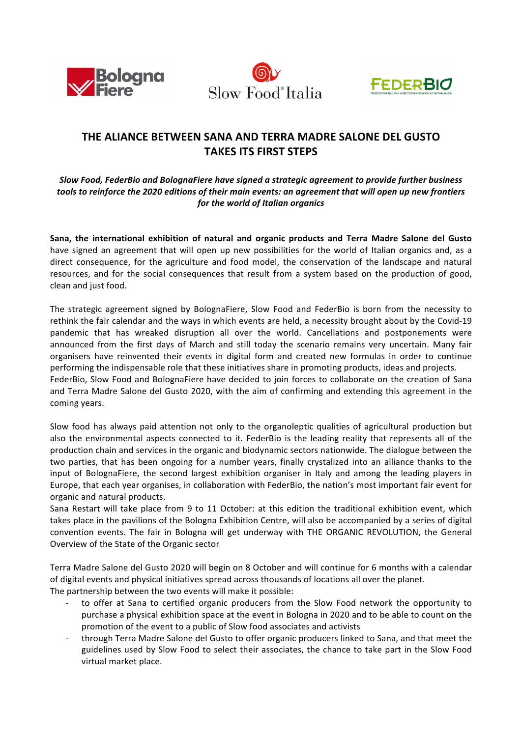# THE ALIANCE BETWEEN SANA AND TERRA MADRE SALONE DEL GUSTO TAKES ITS FIRST STEPS

***Slow Food, FederBio and BolognaFiere have signed a strategic agreement to provide further business tools to reinforce the 2020 editions of their main events: an agreement that will open up new frontiers for the world of Italian organics***

**Sana, the international exhibition of natural and organic products and Terra Madre Salone del Gusto** have signed an agreement that will open up new possibilities for the world of Italian organics and, as a direct consequence, for the agriculture and food model, the conservation of the landscape and natural resources, and for the social consequences that result from a system based on the production of good, clean and just food.

The strategic agreement signed by BolognaFiere, Slow Food and FederBio is born from the necessity to rethink the fair calendar and the ways in which events are held, a necessity brought about by the Covid-19 pandemic that has wreaked disruption all over the world. Cancellations and postponements were announced from the first days of March and still today the scenario remains very uncertain. Many fair organisers have reinvented their events in digital form and created new formulas in order to continue performing the indispensable role that these initiatives share in promoting products, ideas and projects.
FederBio, Slow Food and BolognaFiere have decided to join forces to collaborate on the creation of Sana and Terra Madre Salone del Gusto 2020, with the aim of confirming and extending this agreement in the coming years.

Slow food has always paid attention not only to the organoleptic qualities of agricultural production but also the environmental aspects connected to it. FederBio is the leading reality that represents all of the production chain and services in the organic and biodynamic sectors nationwide. The dialogue between the two parties, that has been ongoing for a number years, finally crystalized into an alliance thanks to the input of BolognaFiere, the second largest exhibition organiser in Italy and among the leading players in Europe, that each year organises, in collaboration with FederBio, the nation's most important fair event for organic and natural products.
Sana Restart will take place from 9 to 11 October: at this edition the traditional exhibition event, which takes place in the pavilions of the Bologna Exhibition Centre, will also be accompanied by a series of digital convention events. The fair in Bologna will get underway with THE ORGANIC REVOLUTION, the General Overview of the State of the Organic sector

Terra Madre Salone del Gusto 2020 will begin on 8 October and will continue for 6 months with a calendar of digital events and physical initiatives spread across thousands of locations all over the planet.
The partnership between the two events will make it possible:

- to offer at Sana to certified organic producers from the Slow Food network the opportunity to purchase a physical exhibition space at the event in Bologna in 2020 and to be able to count on the promotion of the event to a public of Slow food associates and activists
- through Terra Madre Salone del Gusto to offer organic producers linked to Sana, and that meet the guidelines used by Slow Food to select their associates, the chance to take part in the Slow Food virtual market place.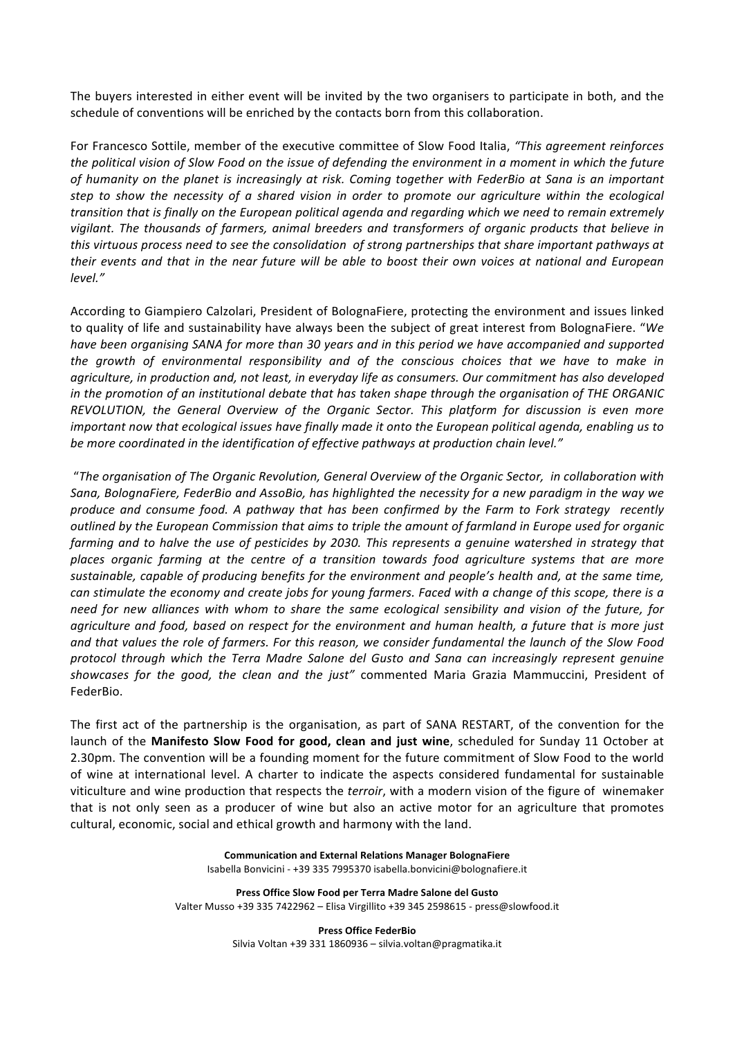The buyers interested in either event will be invited by the two organisers to participate in both, and the schedule of conventions will be enriched by the contacts born from this collaboration.

For Francesco Sottile, member of the executive committee of Slow Food Italia, *"This agreement reinforces the political vision of Slow Food on the issue of defending the environment in a moment in which the future of humanity on the planet is increasingly at risk. Coming together with FederBio at Sana is an important step to show the necessity of a shared vision in order to promote our agriculture within the ecological transition that is finally on the European political agenda and regarding which we need to remain extremely vigilant. The thousands of farmers, animal breeders and transformers of organic products that believe in this virtuous process need to see the consolidation of strong partnerships that share important pathways at their events and that in the near future will be able to boost their own voices at national and European level."*

According to Giampiero Calzolari, President of BolognaFiere, protecting the environment and issues linked to quality of life and sustainability have always been the subject of great interest from BolognaFiere. "*We have been organising SANA for more than 30 years and in this period we have accompanied and supported the growth of environmental responsibility and of the conscious choices that we have to make in agriculture, in production and, not least, in everyday life as consumers. Our commitment has also developed in the promotion of an institutional debate that has taken shape through the organisation of THE ORGANIC REVOLUTION, the General Overview of the Organic Sector. This platform for discussion is even more important now that ecological issues have finally made it onto the European political agenda, enabling us to be more coordinated in the identification of effective pathways at production chain level."*

"*The organisation of The Organic Revolution, General Overview of the Organic Sector, in collaboration with Sana, BolognaFiere, FederBio and AssoBio, has highlighted the necessity for a new paradigm in the way we produce and consume food. A pathway that has been confirmed by the Farm to Fork strategy recently outlined by the European Commission that aims to triple the amount of farmland in Europe used for organic farming and to halve the use of pesticides by 2030. This represents a genuine watershed in strategy that places organic farming at the centre of a transition towards food agriculture systems that are more sustainable, capable of producing benefits for the environment and people's health and, at the same time, can stimulate the economy and create jobs for young farmers. Faced with a change of this scope, there is a need for new alliances with whom to share the same ecological sensibility and vision of the future, for agriculture and food, based on respect for the environment and human health, a future that is more just and that values the role of farmers. For this reason, we consider fundamental the launch of the Slow Food protocol through which the Terra Madre Salone del Gusto and Sana can increasingly represent genuine showcases for the good, the clean and the just"* commented Maria Grazia Mammuccini, President of FederBio.

The first act of the partnership is the organisation, as part of SANA RESTART, of the convention for the launch of the **Manifesto Slow Food for good, clean and just wine**, scheduled for Sunday 11 October at 2.30pm. The convention will be a founding moment for the future commitment of Slow Food to the world of wine at international level. A charter to indicate the aspects considered fundamental for sustainable viticulture and wine production that respects the *terroir*, with a modern vision of the figure of winemaker that is not only seen as a producer of wine but also an active motor for an agriculture that promotes cultural, economic, social and ethical growth and harmony with the land.

**Communication and External Relations Manager BolognaFiere**
Isabella Bonvicini - +39 335 7995370 isabella.bonvicini@bolognafiere.it

**Press Office Slow Food per Terra Madre Salone del Gusto**
Valter Musso +39 335 7422962 – Elisa Virgillito +39 345 2598615 - press@slowfood.it

**Press Office FederBio**
Silvia Voltan +39 331 1860936 – silvia.voltan@pragmatika.it